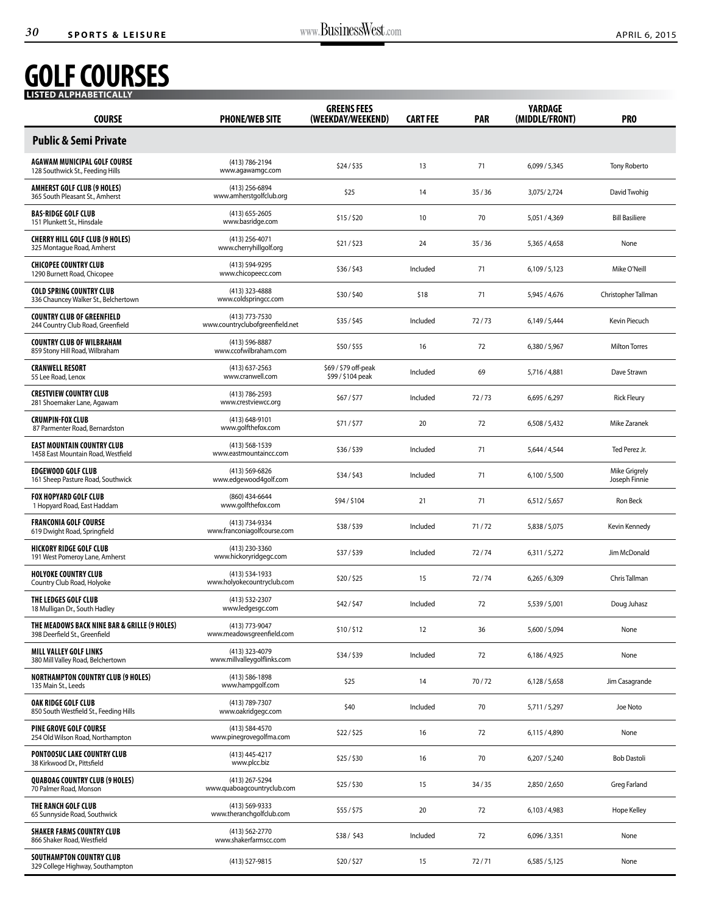# GOLF COURSES

**LISTED ALPHABETICALLY**

| COURSE | PHONE/WEB SITE | GREENS FEES (WEEKDAY/WEEKEND) | CART FEE | PAR | YARDAGE (MIDDLE/FRONT) | PRO |
|---|---|---|---|---|---|---|
| **Public & Semi Private** | | | | | | |
| **AGAWAM MUNICIPAL GOLF COURSE** 128 Southwick St., Feeding Hills | (413) 786-2194 www.agawamgc.com | $24 / $35 | 13 | 71 | 6,099 / 5,345 | Tony Roberto |
| **AMHERST GOLF CLUB (9 HOLES)** 365 South Pleasant St., Amherst | (413) 256-6894 www.amherstgolfclub.org | $25 | 14 | 35 / 36 | 3,075/ 2,724 | David Twohig |
| **BAS-RIDGE GOLF CLUB** 151 Plunkett St., Hinsdale | (413) 655-2605 www.basridge.com | $15 / $20 | 10 | 70 | 5,051 / 4,369 | Bill Basiliere |
| **CHERRY HILL GOLF CLUB (9 HOLES)** 325 Montague Road, Amherst | (413) 256-4071 www.cherryhillgolf.org | $21 / $23 | 24 | 35 / 36 | 5,365 / 4,658 | None |
| **CHICOPEE COUNTRY CLUB** 1290 Burnett Road, Chicopee | (413) 594-9295 www.chicopeecc.com | $36 / $43 | Included | 71 | 6,109 / 5,123 | Mike O'Neill |
| **COLD SPRING COUNTRY CLUB** 336 Chauncey Walker St., Belchertown | (413) 323-4888 www.coldspringcc.com | $30 / $40 | $18 | 71 | 5,945 / 4,676 | Christopher Tallman |
| **COUNTRY CLUB OF GREENFIELD** 244 Country Club Road, Greenfield | (413) 773-7530 www.countryclubofgreenfield.net | $35 / $45 | Included | 72 / 73 | 6,149 / 5,444 | Kevin Piecuch |
| **COUNTRY CLUB OF WILBRAHAM** 859 Stony Hill Road, Wilbraham | (413) 596-8887 www.ccofwilbraham.com | $50 / $55 | 16 | 72 | 6,380 / 5,967 | Milton Torres |
| **CRANWELL RESORT** 55 Lee Road, Lenox | (413) 637-2563 www.cranwell.com | $69 / $79 off-peak $99 / $104 peak | Included | 69 | 5,716 / 4,881 | Dave Strawn |
| **CRESTVIEW COUNTRY CLUB** 281 Shoemaker Lane, Agawam | (413) 786-2593 www.crestviewcc.org | $67 / $77 | Included | 72 / 73 | 6,695 / 6,297 | Rick Fleury |
| **CRUMPIN-FOX CLUB** 87 Parmenter Road, Bernardston | (413) 648-9101 www.golfthefox.com | $71 / $77 | 20 | 72 | 6,508 / 5,432 | Mike Zaranek |
| **EAST MOUNTAIN COUNTRY CLUB** 1458 East Mountain Road, Westfield | (413) 568-1539 www.eastmountaincc.com | $36 / $39 | Included | 71 | 5,644 / 4,544 | Ted Perez Jr. |
| **EDGEWOOD GOLF CLUB** 161 Sheep Pasture Road, Southwick | (413) 569-6826 www.edgewood4golf.com | $34 / $43 | Included | 71 | 6,100 / 5,500 | Mike Grigrely Joseph Finnie |
| **FOX HOPYARD GOLF CLUB** 1 Hopyard Road, East Haddam | (860) 434-6644 www.golfthefox.com | $94 / $104 | 21 | 71 | 6,512 / 5,657 | Ron Beck |
| **FRANCONIA GOLF COURSE** 619 Dwight Road, Springfield | (413) 734-9334 www.franconiagolfcourse.com | $38 / $39 | Included | 71 / 72 | 5,838 / 5,075 | Kevin Kennedy |
| **HICKORY RIDGE GOLF CLUB** 191 West Pomeroy Lane, Amherst | (413) 230-3360 www.hickoryridgegc.com | $37 / $39 | Included | 72 / 74 | 6,311 / 5,272 | Jim McDonald |
| **HOLYOKE COUNTRY CLUB** Country Club Road, Holyoke | (413) 534-1933 www.holyokecountryclub.com | $20 / $25 | 15 | 72 / 74 | 6,265 / 6,309 | Chris Tallman |
| **THE LEDGES GOLF CLUB** 18 Mulligan Dr., South Hadley | (413) 532-2307 www.ledgesgc.com | $42 / $47 | Included | 72 | 5,539 / 5,001 | Doug Juhasz |
| **THE MEADOWS BACK NINE BAR & GRILLE (9 HOLES)** 398 Deerfield St., Greenfield | (413) 773-9047 www.meadowsgreenfield.com | $10 / $12 | 12 | 36 | 5,600 / 5,094 | None |
| **MILL VALLEY GOLF LINKS** 380 Mill Valley Road, Belchertown | (413) 323-4079 www.millvalleygolflinks.com | $34 / $39 | Included | 72 | 6,186 / 4,925 | None |
| **NORTHAMPTON COUNTRY CLUB (9 HOLES)** 135 Main St., Leeds | (413) 586-1898 www.hampgolf.com | $25 | 14 | 70 / 72 | 6,128 / 5,658 | Jim Casagrande |
| **OAK RIDGE GOLF CLUB** 850 South Westfield St., Feeding Hills | (413) 789-7307 www.oakridgegc.com | $40 | Included | 70 | 5,711 / 5,297 | Joe Noto |
| **PINE GROVE GOLF COURSE** 254 Old Wilson Road, Northampton | (413) 584-4570 www.pinegrovegolfma.com | $22 / $25 | 16 | 72 | 6,115 / 4,890 | None |
| **PONTOOSUC LAKE COUNTRY CLUB** 38 Kirkwood Dr., Pittsfield | (413) 445-4217 www.plcc.biz | $25 / $30 | 16 | 70 | 6,207 / 5,240 | Bob Dastoli |
| **QUABOAG COUNTRY CLUB (9 HOLES)** 70 Palmer Road, Monson | (413) 267-5294 www.quaboagcountryclub.com | $25 / $30 | 15 | 34 / 35 | 2,850 / 2,650 | Greg Farland |
| **THE RANCH GOLF CLUB** 65 Sunnyside Road, Southwick | (413) 569-9333 www.theranchgolfclub.com | $55 / $75 | 20 | 72 | 6,103 / 4,983 | Hope Kelley |
| **SHAKER FARMS COUNTRY CLUB** 866 Shaker Road, Westfield | (413) 562-2770 www.shakerfarmscc.com | $38 / $43 | Included | 72 | 6,096 / 3,351 | None |
| **SOUTHAMPTON COUNTRY CLUB** 329 College Highway, Southampton | (413) 527-9815 | $20 / $27 | 15 | 72 / 71 | 6,585 / 5,125 | None |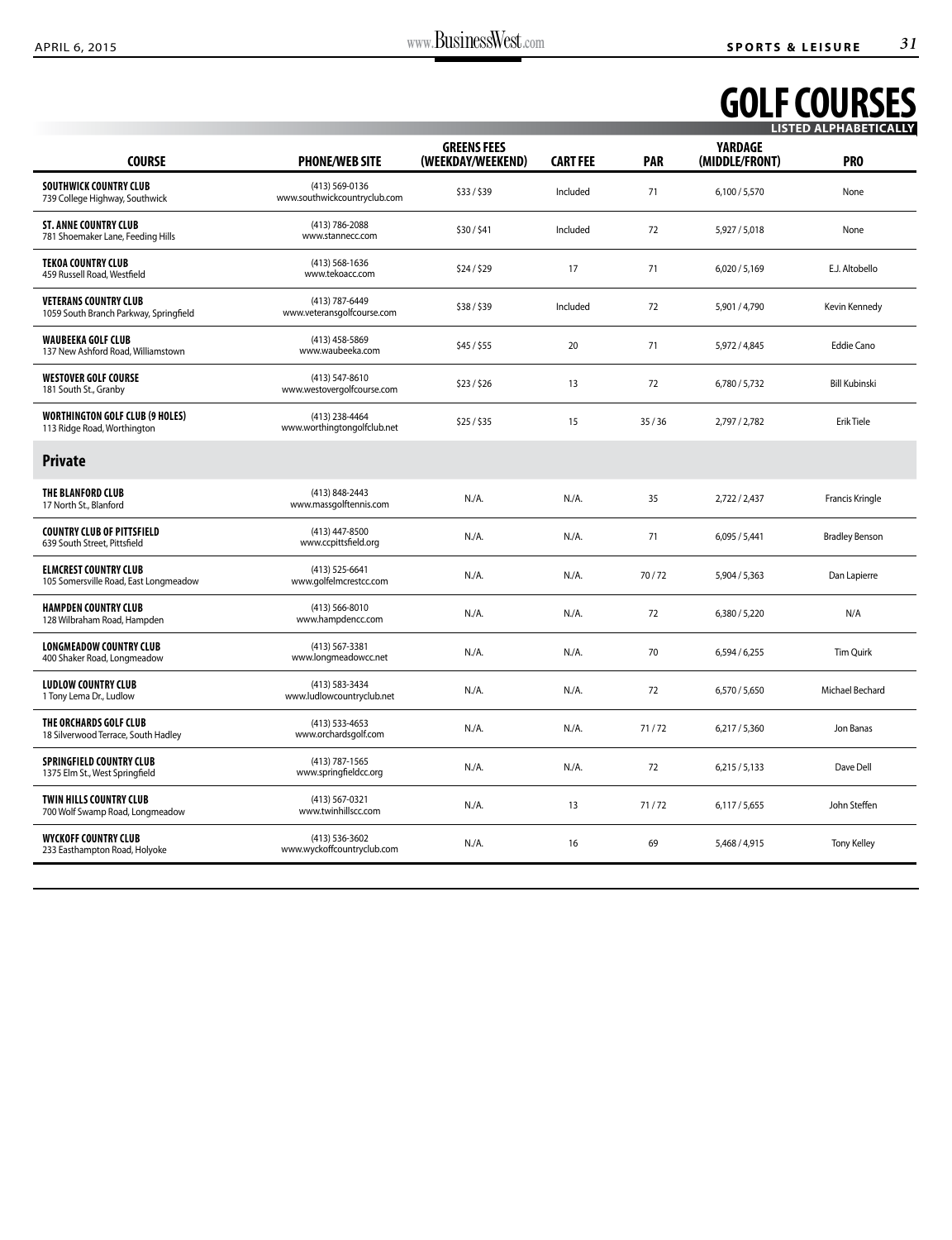# GOLF COURSES

LISTED ALPHABETICALLY

| COURSE | PHONE/WEB SITE | GREENS FEES (WEEKDAY/WEEKEND) | CART FEE | PAR | YARDAGE (MIDDLE/FRONT) | PRO |
|---|---|---|---|---|---|---|
| **SOUTHWICK COUNTRY CLUB** 739 College Highway, Southwick | (413) 569-0136 www.southwickcountryclub.com | $33 / $39 | Included | 71 | 6,100 / 5,570 | None |
| **ST. ANNE COUNTRY CLUB** 781 Shoemaker Lane, Feeding Hills | (413) 786-2088 www.stannecc.com | $30 / $41 | Included | 72 | 5,927 / 5,018 | None |
| **TEKOA COUNTRY CLUB** 459 Russell Road, Westfield | (413) 568-1636 www.tekoacc.com | $24 / $29 | 17 | 71 | 6,020 / 5,169 | E.J. Altobello |
| **VETERANS COUNTRY CLUB** 1059 South Branch Parkway, Springfield | (413) 787-6449 www.veteransgolfcourse.com | $38 / $39 | Included | 72 | 5,901 / 4,790 | Kevin Kennedy |
| **WAUBEEKA GOLF CLUB** 137 New Ashford Road, Williamstown | (413) 458-5869 www.waubeeka.com | $45 / $55 | 20 | 71 | 5,972 / 4,845 | Eddie Cano |
| **WESTOVER GOLF COURSE** 181 South St., Granby | (413) 547-8610 www.westovergolfcourse.com | $23 / $26 | 13 | 72 | 6,780 / 5,732 | Bill Kubinski |
| **WORTHINGTON GOLF CLUB (9 HOLES)** 113 Ridge Road, Worthington | (413) 238-4464 www.worthingtongolfclub.net | $25 / $35 | 15 | 35 / 36 | 2,797 / 2,782 | Erik Tiele |
| **Private** | | | | | | |
| **THE BLANFORD CLUB** 17 North St., Blanford | (413) 848-2443 www.massgolftennis.com | N./A. | N./A. | 35 | 2,722 / 2,437 | Francis Kringle |
| **COUNTRY CLUB OF PITTSFIELD** 639 South Street, Pittsfield | (413) 447-8500 www.ccpittsfield.org | N./A. | N./A. | 71 | 6,095 / 5,441 | Bradley Benson |
| **ELMCREST COUNTRY CLUB** 105 Somersville Road, East Longmeadow | (413) 525-6641 www.golfelmcrestcc.com | N./A. | N./A. | 70 / 72 | 5,904 / 5,363 | Dan Lapierre |
| **HAMPDEN COUNTRY CLUB** 128 Wilbraham Road, Hampden | (413) 566-8010 www.hampdencc.com | N./A. | N./A. | 72 | 6,380 / 5,220 | N/A |
| **LONGMEADOW COUNTRY CLUB** 400 Shaker Road, Longmeadow | (413) 567-3381 www.longmeadowcc.net | N./A. | N./A. | 70 | 6,594 / 6,255 | Tim Quirk |
| **LUDLOW COUNTRY CLUB** 1 Tony Lema Dr., Ludlow | (413) 583-3434 www.ludlowcountryclub.net | N./A. | N./A. | 72 | 6,570 / 5,650 | Michael Bechard |
| **THE ORCHARDS GOLF CLUB** 18 Silverwood Terrace, South Hadley | (413) 533-4653 www.orchardsgolf.com | N./A. | N./A. | 71 / 72 | 6,217 / 5,360 | Jon Banas |
| **SPRINGFIELD COUNTRY CLUB** 1375 Elm St., West Springfield | (413) 787-1565 www.springfieldcc.org | N./A. | N./A. | 72 | 6,215 / 5,133 | Dave Dell |
| **TWIN HILLS COUNTRY CLUB** 700 Wolf Swamp Road, Longmeadow | (413) 567-0321 www.twinhillscc.com | N./A. | 13 | 71 / 72 | 6,117 / 5,655 | John Steffen |
| **WYCKOFF COUNTRY CLUB** 233 Easthampton Road, Holyoke | (413) 536-3602 www.wyckoffcountryclub.com | N./A. | 16 | 69 | 5,468 / 4,915 | Tony Kelley |